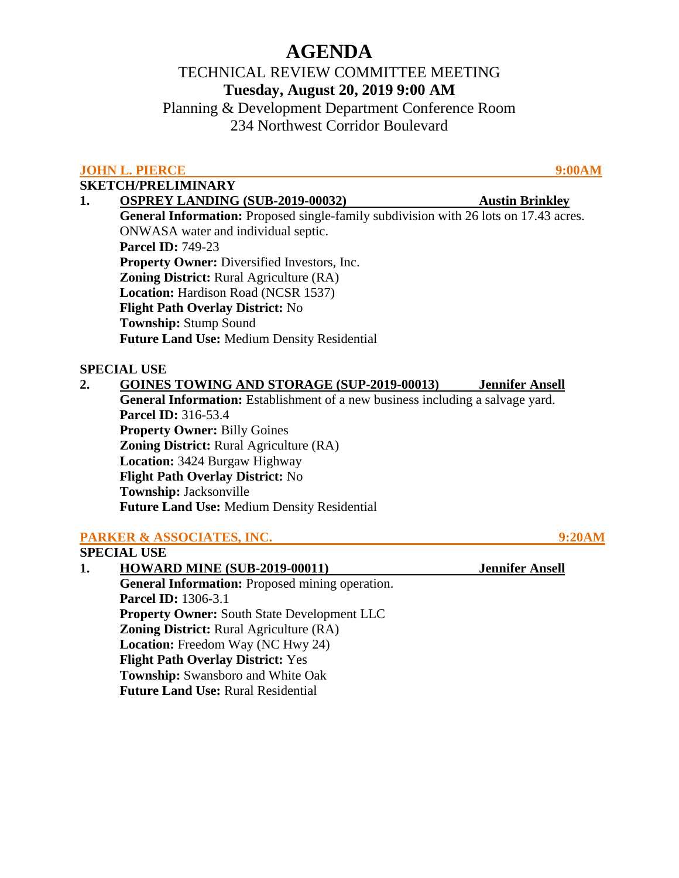# AGENDA

TECHNICAL REVIEW COMMITTEE MEETING

**Tuesday, August 20, 2019 9:00 AM**

Planning & Development Department Conference Room

234 Northwest Corridor Boulevard

## JOHN L. PIERCE — 9:00AM

### SKETCH/PRELIMINARY

1. **OSPREY LANDING (SUB-2019-00032)** — **Austin Brinkley**

   **General Information:** Proposed single-family subdivision with 26 lots on 17.43 acres. ONWASA water and individual septic.
   **Parcel ID:** 749-23
   **Property Owner:** Diversified Investors, Inc.
   **Zoning District:** Rural Agriculture (RA)
   **Location:** Hardison Road (NCSR 1537)
   **Flight Path Overlay District:** No
   **Township:** Stump Sound
   **Future Land Use:** Medium Density Residential

### SPECIAL USE

2. **GOINES TOWING AND STORAGE (SUP-2019-00013)** — **Jennifer Ansell**

   **General Information:** Establishment of a new business including a salvage yard.
   **Parcel ID:** 316-53.4
   **Property Owner:** Billy Goines
   **Zoning District:** Rural Agriculture (RA)
   **Location:** 3424 Burgaw Highway
   **Flight Path Overlay District:** No
   **Township:** Jacksonville
   **Future Land Use:** Medium Density Residential

## PARKER & ASSOCIATES, INC. — 9:20AM

### SPECIAL USE

1. **HOWARD MINE (SUB-2019-00011)** — **Jennifer Ansell**

   **General Information:** Proposed mining operation.
   **Parcel ID:** 1306-3.1
   **Property Owner:** South State Development LLC
   **Zoning District:** Rural Agriculture (RA)
   **Location:** Freedom Way (NC Hwy 24)
   **Flight Path Overlay District:** Yes
   **Township:** Swansboro and White Oak
   **Future Land Use:** Rural Residential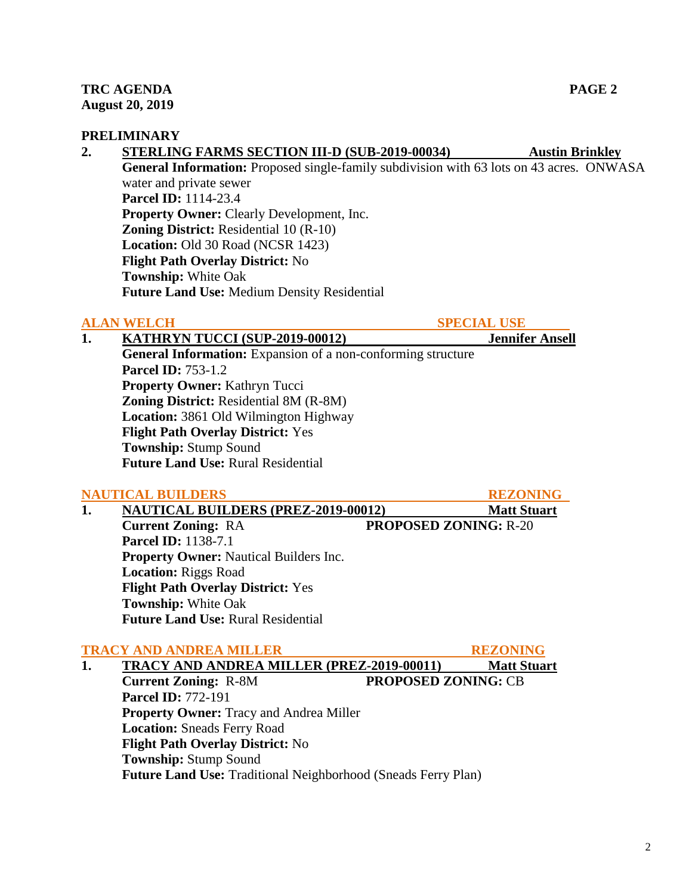**PRELIMINARY**

**2. STERLING FARMS SECTION III-D (SUB-2019-00034)** **Austin Brinkley**

**General Information:** Proposed single-family subdivision with 63 lots on 43 acres. ONWASA water and private sewer

**Parcel ID:** 1114-23.4

**Property Owner:** Clearly Development, Inc.

**Zoning District:** Residential 10 (R-10)

**Location:** Old 30 Road (NCSR 1423)

**Flight Path Overlay District:** No

**Township:** White Oak

**Future Land Use:** Medium Density Residential

## ALAN WELCH — SPECIAL USE

**1. KATHRYN TUCCI (SUP-2019-00012)** **Jennifer Ansell**

**General Information:** Expansion of a non-conforming structure

**Parcel ID:** 753-1.2

**Property Owner:** Kathryn Tucci

**Zoning District:** Residential 8M (R-8M)

**Location:** 3861 Old Wilmington Highway

**Flight Path Overlay District:** Yes

**Township:** Stump Sound

**Future Land Use:** Rural Residential

## NAUTICAL BUILDERS — REZONING

**1. NAUTICAL BUILDERS (PREZ-2019-00012)** **Matt Stuart**

**Current Zoning:** RA **PROPOSED ZONING:** R-20

**Parcel ID:** 1138-7.1

**Property Owner:** Nautical Builders Inc.

**Location:** Riggs Road

**Flight Path Overlay District:** Yes

**Township:** White Oak

**Future Land Use:** Rural Residential

## TRACY AND ANDREA MILLER — REZONING

**1. TRACY AND ANDREA MILLER (PREZ-2019-00011)** **Matt Stuart**

**Current Zoning:** R-8M **PROPOSED ZONING:** CB

**Parcel ID:** 772-191

**Property Owner:** Tracy and Andrea Miller

**Location:** Sneads Ferry Road

**Flight Path Overlay District:** No

**Township:** Stump Sound

**Future Land Use:** Traditional Neighborhood (Sneads Ferry Plan)